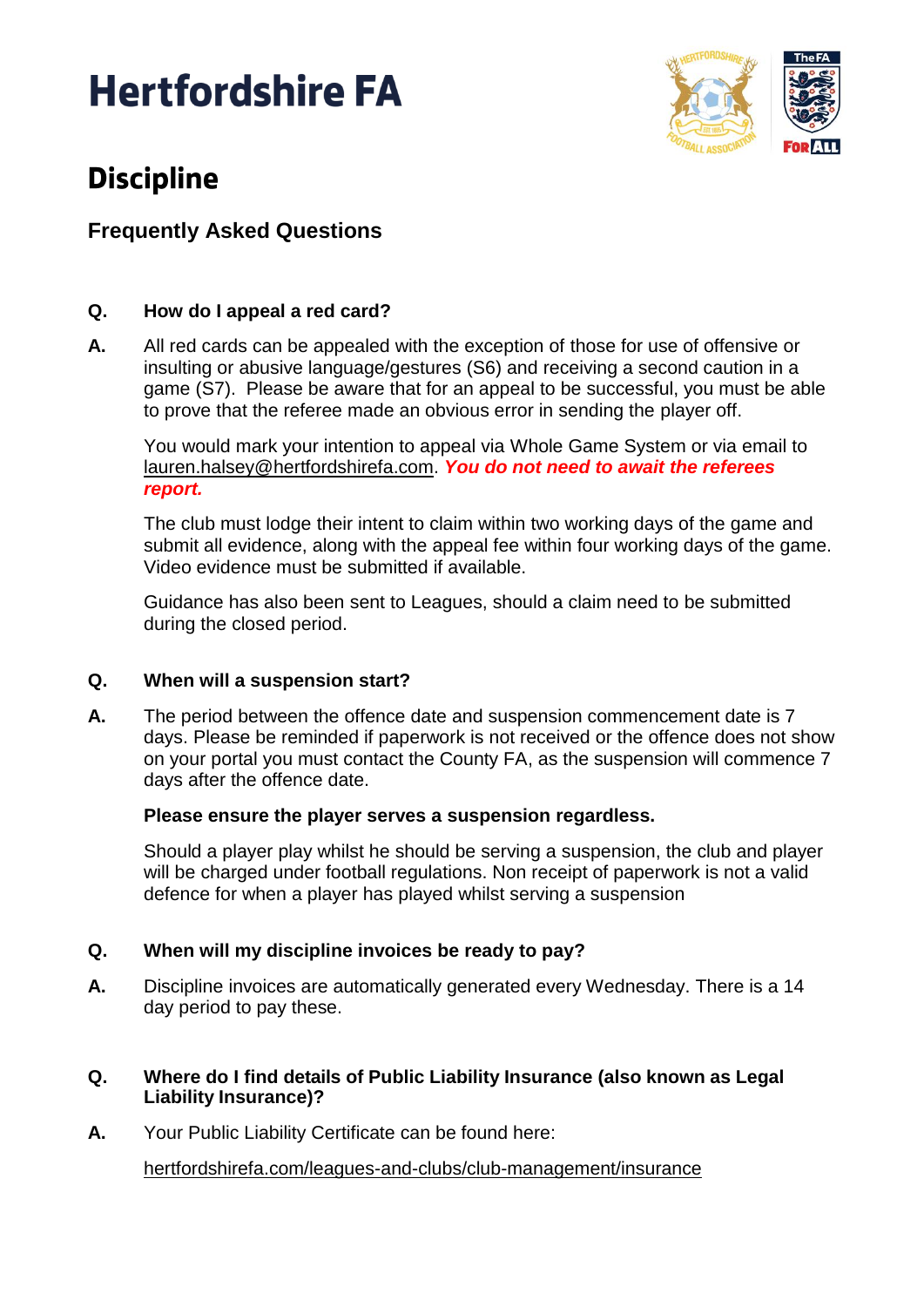# Hertfordshire FA

## Discipline

### Frequently Asked Questions

**Q. How do I appeal a red card?**

**A.** All red cards can be appealed with the exception of those for use of offensive or insulting or abusive language/gestures (S6) and receiving a second caution in a game (S7). Please be aware that for an appeal to be successful, you must be able to prove that the referee made an obvious error in sending the player off.

You would mark your intention to appeal via Whole Game System or via email to lauren.halsey@hertfordshirefa.com. ***You do not need to await the referees report.***

The club must lodge their intent to claim within two working days of the game and submit all evidence, along with the appeal fee within four working days of the game. Video evidence must be submitted if available.

Guidance has also been sent to Leagues, should a claim need to be submitted during the closed period.

**Q. When will a suspension start?**

**A.** The period between the offence date and suspension commencement date is 7 days. Please be reminded if paperwork is not received or the offence does not show on your portal you must contact the County FA, as the suspension will commence 7 days after the offence date.

**Please ensure the player serves a suspension regardless.**

Should a player play whilst he should be serving a suspension, the club and player will be charged under football regulations. Non receipt of paperwork is not a valid defence for when a player has played whilst serving a suspension

**Q. When will my discipline invoices be ready to pay?**

**A.** Discipline invoices are automatically generated every Wednesday. There is a 14 day period to pay these.

**Q. Where do I find details of Public Liability Insurance (also known as Legal Liability Insurance)?**

**A.** Your Public Liability Certificate can be found here:

hertfordshirefa.com/leagues-and-clubs/club-management/insurance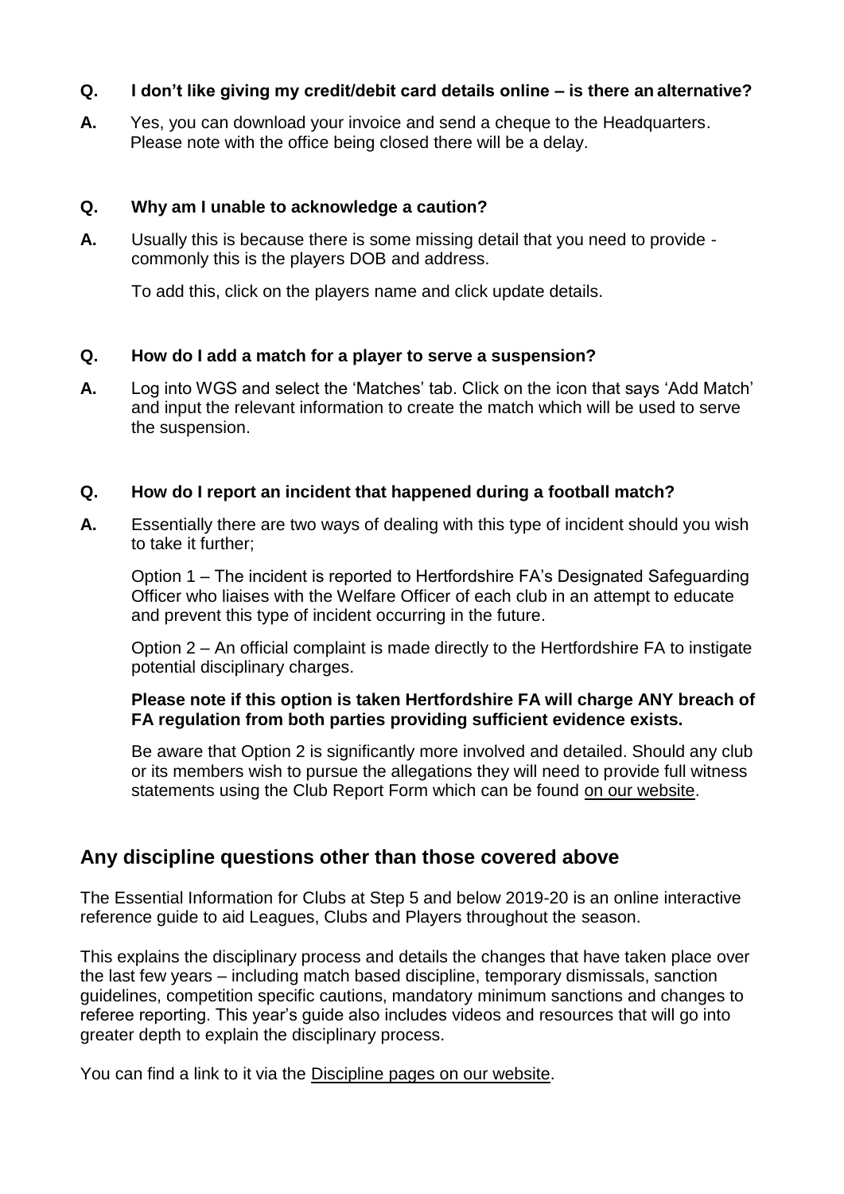**Q. I don't like giving my credit/debit card details online – is there an alternative?**

**A.** Yes, you can download your invoice and send a cheque to the Headquarters. Please note with the office being closed there will be a delay.

**Q. Why am I unable to acknowledge a caution?**

**A.** Usually this is because there is some missing detail that you need to provide - commonly this is the players DOB and address.

To add this, click on the players name and click update details.

**Q. How do I add a match for a player to serve a suspension?**

**A.** Log into WGS and select the 'Matches' tab. Click on the icon that says 'Add Match' and input the relevant information to create the match which will be used to serve the suspension.

**Q. How do I report an incident that happened during a football match?**

**A.** Essentially there are two ways of dealing with this type of incident should you wish to take it further;

Option 1 – The incident is reported to Hertfordshire FA's Designated Safeguarding Officer who liaises with the Welfare Officer of each club in an attempt to educate and prevent this type of incident occurring in the future.

Option 2 – An official complaint is made directly to the Hertfordshire FA to instigate potential disciplinary charges.

**Please note if this option is taken Hertfordshire FA will charge ANY breach of FA regulation from both parties providing sufficient evidence exists.**

Be aware that Option 2 is significantly more involved and detailed. Should any club or its members wish to pursue the allegations they will need to provide full witness statements using the Club Report Form which can be found on our website.

## Any discipline questions other than those covered above

The Essential Information for Clubs at Step 5 and below 2019-20 is an online interactive reference guide to aid Leagues, Clubs and Players throughout the season.

This explains the disciplinary process and details the changes that have taken place over the last few years – including match based discipline, temporary dismissals, sanction guidelines, competition specific cautions, mandatory minimum sanctions and changes to referee reporting. This year's guide also includes videos and resources that will go into greater depth to explain the disciplinary process.

You can find a link to it via the Discipline pages on our website.